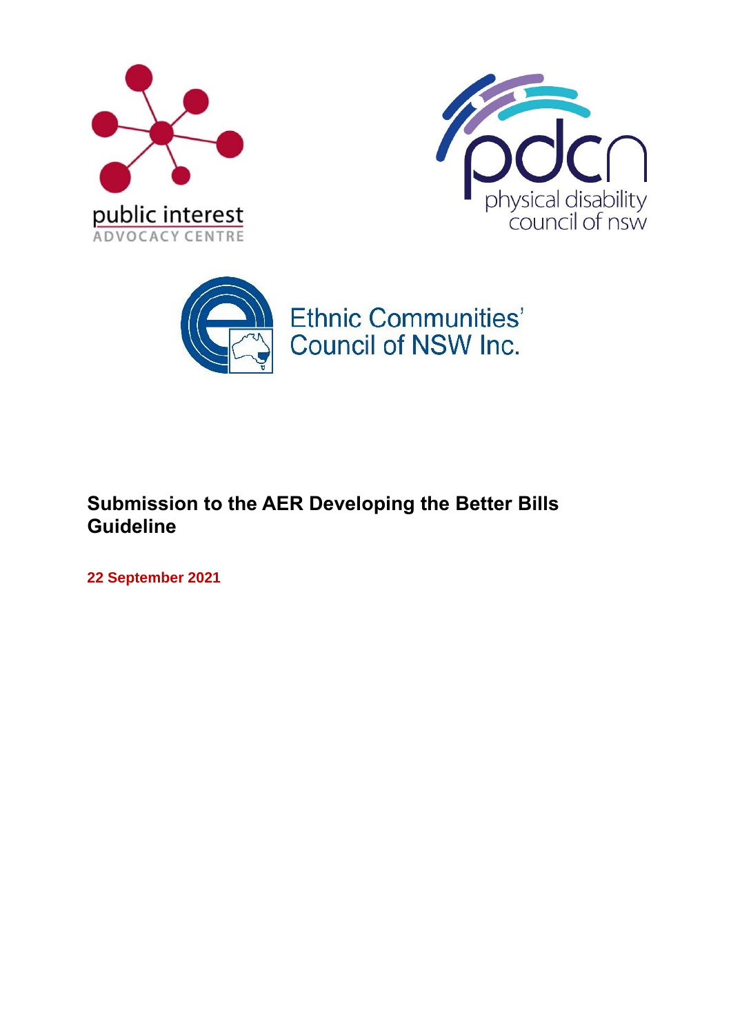# Submission to the AER Developing the Better Bills Guideline

**22 September 2021**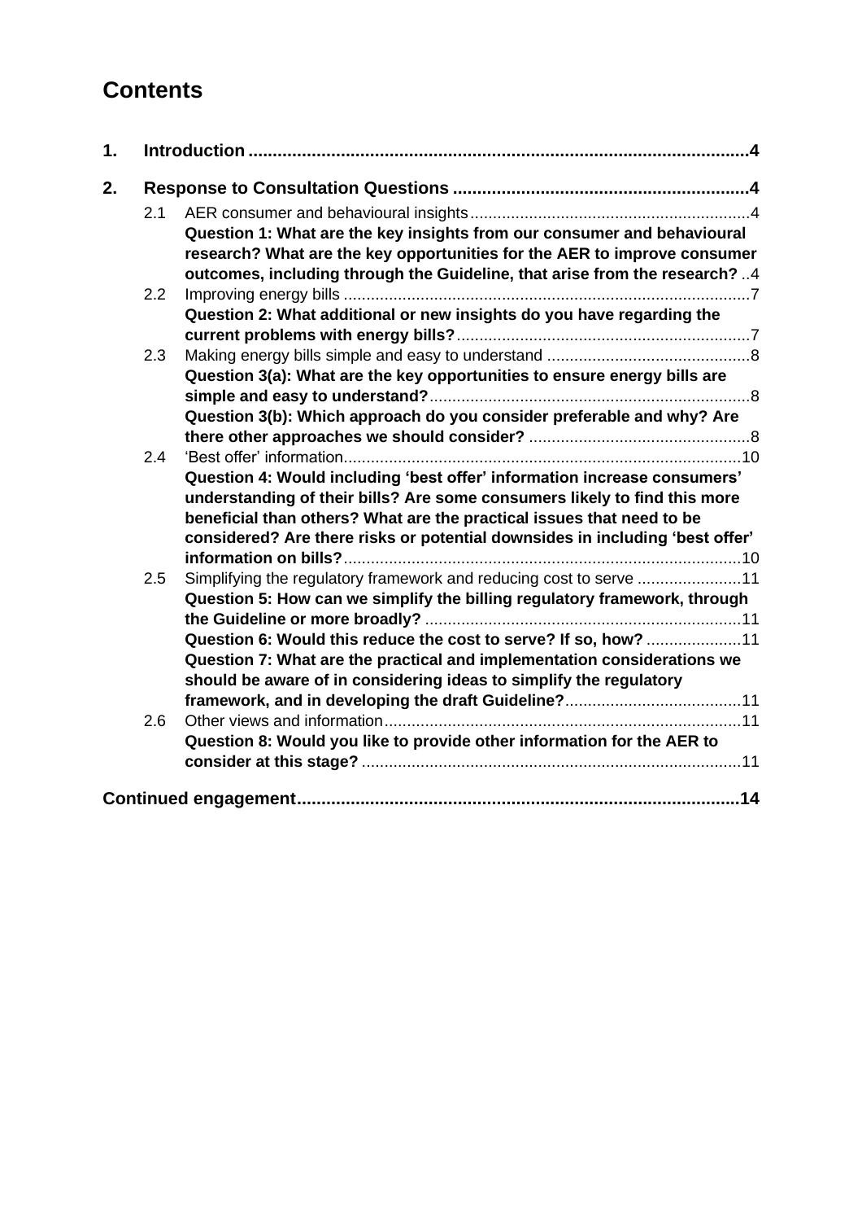# Contents

1. **Introduction** .......................................................................................................4

2. **Response to Consultation Questions** .............................................................4

   2.1 AER consumer and behavioural insights..............................................................4

   **Question 1: What are the key insights from our consumer and behavioural research? What are the key opportunities for the AER to improve consumer outcomes, including through the Guideline, that arise from the research?** ..4

   2.2 Improving energy bills ..........................................................................................7

   **Question 2: What additional or new insights do you have regarding the current problems with energy bills?**.................................................................7

   2.3 Making energy bills simple and easy to understand .............................................8

   **Question 3(a): What are the key opportunities to ensure energy bills are simple and easy to understand?**.......................................................................8

   **Question 3(b): Which approach do you consider preferable and why? Are there other approaches we should consider?** .................................................8

   2.4 'Best offer' information........................................................................................10

   **Question 4: Would including 'best offer' information increase consumers' understanding of their bills? Are some consumers likely to find this more beneficial than others? What are the practical issues that need to be considered? Are there risks or potential downsides in including 'best offer' information on bills?**........................................................................................10

   2.5 Simplifying the regulatory framework and reducing cost to serve .......................11

   **Question 5: How can we simplify the billing regulatory framework, through the Guideline or more broadly?** .......................................................................11

   **Question 6: Would this reduce the cost to serve? If so, how?** .....................11

   **Question 7: What are the practical and implementation considerations we should be aware of in considering ideas to simplify the regulatory framework, and in developing the draft Guideline?**.......................................11

   2.6 Other views and information................................................................................11

   **Question 8: Would you like to provide other information for the AER to consider at this stage?** ....................................................................................11

**Continued engagement**..........................................................................................14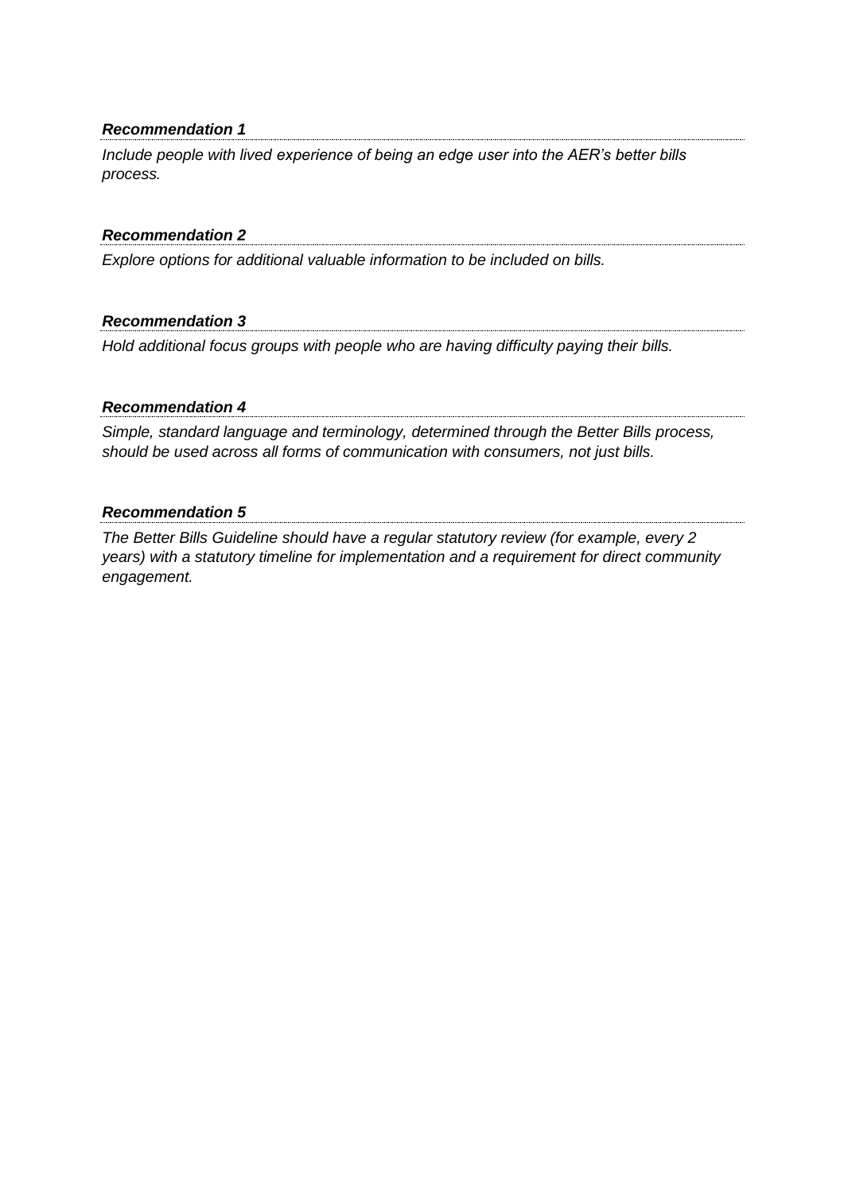***Recommendation 1***

*Include people with lived experience of being an edge user into the AER's better bills process.*

***Recommendation 2***

*Explore options for additional valuable information to be included on bills.*

***Recommendation 3***

*Hold additional focus groups with people who are having difficulty paying their bills.*

***Recommendation 4***

*Simple, standard language and terminology, determined through the Better Bills process, should be used across all forms of communication with consumers, not just bills.*

***Recommendation 5***

*The Better Bills Guideline should have a regular statutory review (for example, every 2 years) with a statutory timeline for implementation and a requirement for direct community engagement.*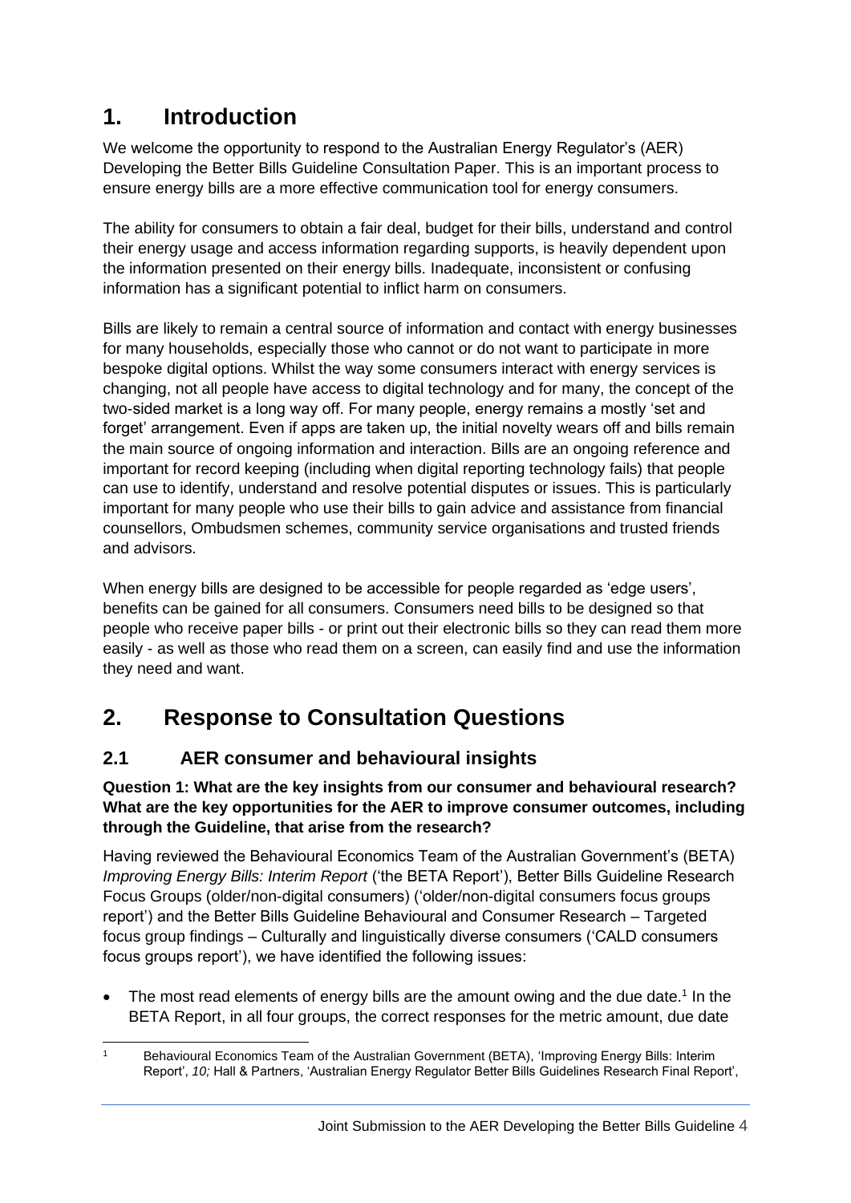# 1. Introduction

We welcome the opportunity to respond to the Australian Energy Regulator's (AER) Developing the Better Bills Guideline Consultation Paper. This is an important process to ensure energy bills are a more effective communication tool for energy consumers.

The ability for consumers to obtain a fair deal, budget for their bills, understand and control their energy usage and access information regarding supports, is heavily dependent upon the information presented on their energy bills. Inadequate, inconsistent or confusing information has a significant potential to inflict harm on consumers.

Bills are likely to remain a central source of information and contact with energy businesses for many households, especially those who cannot or do not want to participate in more bespoke digital options. Whilst the way some consumers interact with energy services is changing, not all people have access to digital technology and for many, the concept of the two-sided market is a long way off. For many people, energy remains a mostly 'set and forget' arrangement. Even if apps are taken up, the initial novelty wears off and bills remain the main source of ongoing information and interaction. Bills are an ongoing reference and important for record keeping (including when digital reporting technology fails) that people can use to identify, understand and resolve potential disputes or issues. This is particularly important for many people who use their bills to gain advice and assistance from financial counsellors, Ombudsmen schemes, community service organisations and trusted friends and advisors.

When energy bills are designed to be accessible for people regarded as 'edge users', benefits can be gained for all consumers. Consumers need bills to be designed so that people who receive paper bills - or print out their electronic bills so they can read them more easily - as well as those who read them on a screen, can easily find and use the information they need and want.

# 2. Response to Consultation Questions

## 2.1 AER consumer and behavioural insights

**Question 1: What are the key insights from our consumer and behavioural research? What are the key opportunities for the AER to improve consumer outcomes, including through the Guideline, that arise from the research?**

Having reviewed the Behavioural Economics Team of the Australian Government's (BETA) *Improving Energy Bills: Interim Report* ('the BETA Report'), Better Bills Guideline Research Focus Groups (older/non-digital consumers) ('older/non-digital consumers focus groups report') and the Better Bills Guideline Behavioural and Consumer Research – Targeted focus group findings – Culturally and linguistically diverse consumers ('CALD consumers focus groups report'), we have identified the following issues:

- The most read elements of energy bills are the amount owing and the due date.[1] In the BETA Report, in all four groups, the correct responses for the metric amount, due date

[1] Behavioural Economics Team of the Australian Government (BETA), 'Improving Energy Bills: Interim Report', *10;* Hall & Partners, 'Australian Energy Regulator Better Bills Guidelines Research Final Report',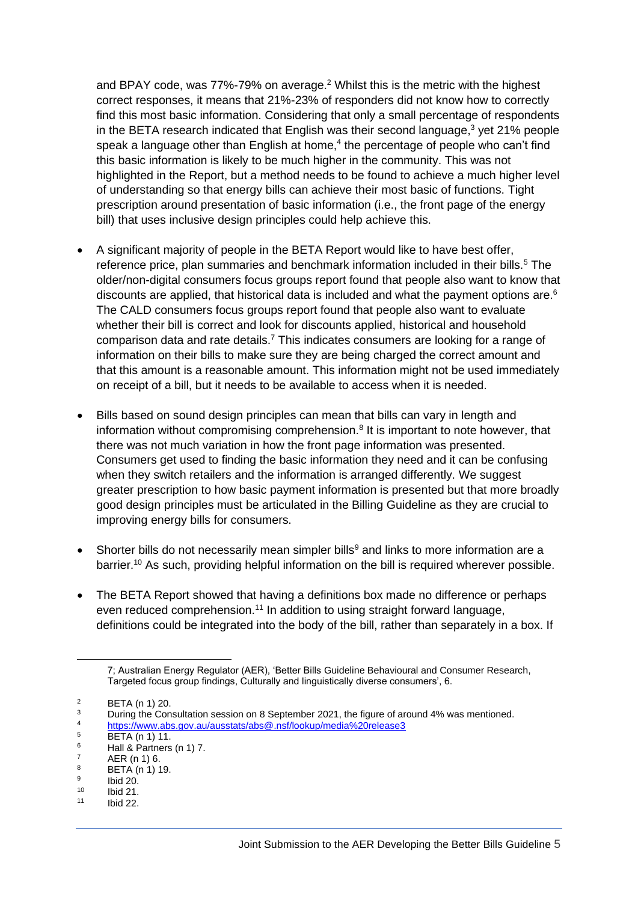and BPAY code, was 77%-79% on average.[2] Whilst this is the metric with the highest correct responses, it means that 21%-23% of responders did not know how to correctly find this most basic information. Considering that only a small percentage of respondents in the BETA research indicated that English was their second language,[3] yet 21% people speak a language other than English at home,[4] the percentage of people who can't find this basic information is likely to be much higher in the community. This was not highlighted in the Report, but a method needs to be found to achieve a much higher level of understanding so that energy bills can achieve their most basic of functions. Tight prescription around presentation of basic information (i.e., the front page of the energy bill) that uses inclusive design principles could help achieve this.

- A significant majority of people in the BETA Report would like to have best offer, reference price, plan summaries and benchmark information included in their bills.[5] The older/non-digital consumers focus groups report found that people also want to know that discounts are applied, that historical data is included and what the payment options are.[6] The CALD consumers focus groups report found that people also want to evaluate whether their bill is correct and look for discounts applied, historical and household comparison data and rate details.[7] This indicates consumers are looking for a range of information on their bills to make sure they are being charged the correct amount and that this amount is a reasonable amount. This information might not be used immediately on receipt of a bill, but it needs to be available to access when it is needed.

- Bills based on sound design principles can mean that bills can vary in length and information without compromising comprehension.[8] It is important to note however, that there was not much variation in how the front page information was presented. Consumers get used to finding the basic information they need and it can be confusing when they switch retailers and the information is arranged differently. We suggest greater prescription to how basic payment information is presented but that more broadly good design principles must be articulated in the Billing Guideline as they are crucial to improving energy bills for consumers.

- Shorter bills do not necessarily mean simpler bills[9] and links to more information are a barrier.[10] As such, providing helpful information on the bill is required wherever possible.

- The BETA Report showed that having a definitions box made no difference or perhaps even reduced comprehension.[11] In addition to using straight forward language, definitions could be integrated into the body of the bill, rather than separately in a box. If

---

7; Australian Energy Regulator (AER), 'Better Bills Guideline Behavioural and Consumer Research, Targeted focus group findings, Culturally and linguistically diverse consumers', 6.

[2] BETA (n 1) 20.

[3] During the Consultation session on 8 September 2021, the figure of around 4% was mentioned.

[4] https://www.abs.gov.au/ausstats/abs@.nsf/lookup/media%20release3

[5] BETA (n 1) 11.

[6] Hall & Partners (n 1) 7.

[7] AER (n 1) 6.

[8] BETA (n 1) 19.

[9] Ibid 20.

[10] Ibid 21.

[11] Ibid 22.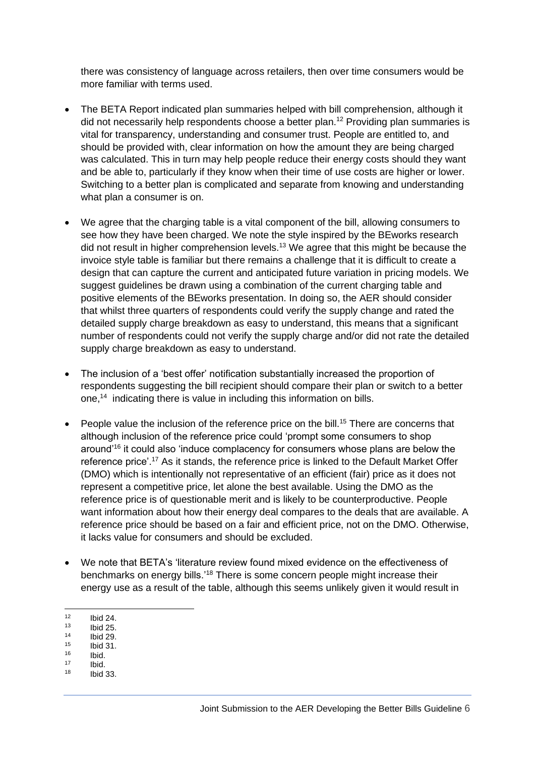there was consistency of language across retailers, then over time consumers would be more familiar with terms used.

- The BETA Report indicated plan summaries helped with bill comprehension, although it did not necessarily help respondents choose a better plan.[12] Providing plan summaries is vital for transparency, understanding and consumer trust. People are entitled to, and should be provided with, clear information on how the amount they are being charged was calculated. This in turn may help people reduce their energy costs should they want and be able to, particularly if they know when their time of use costs are higher or lower. Switching to a better plan is complicated and separate from knowing and understanding what plan a consumer is on.

- We agree that the charging table is a vital component of the bill, allowing consumers to see how they have been charged. We note the style inspired by the BEworks research did not result in higher comprehension levels.[13] We agree that this might be because the invoice style table is familiar but there remains a challenge that it is difficult to create a design that can capture the current and anticipated future variation in pricing models. We suggest guidelines be drawn using a combination of the current charging table and positive elements of the BEworks presentation. In doing so, the AER should consider that whilst three quarters of respondents could verify the supply change and rated the detailed supply charge breakdown as easy to understand, this means that a significant number of respondents could not verify the supply charge and/or did not rate the detailed supply charge breakdown as easy to understand.

- The inclusion of a 'best offer' notification substantially increased the proportion of respondents suggesting the bill recipient should compare their plan or switch to a better one,[14] indicating there is value in including this information on bills.

- People value the inclusion of the reference price on the bill.[15] There are concerns that although inclusion of the reference price could 'prompt some consumers to shop around'[16] it could also 'induce complacency for consumers whose plans are below the reference price'.[17] As it stands, the reference price is linked to the Default Market Offer (DMO) which is intentionally not representative of an efficient (fair) price as it does not represent a competitive price, let alone the best available. Using the DMO as the reference price is of questionable merit and is likely to be counterproductive. People want information about how their energy deal compares to the deals that are available. A reference price should be based on a fair and efficient price, not on the DMO. Otherwise, it lacks value for consumers and should be excluded.

- We note that BETA's 'literature review found mixed evidence on the effectiveness of benchmarks on energy bills.'[18] There is some concern people might increase their energy use as a result of the table, although this seems unlikely given it would result in

---

[12] Ibid 24.
[13] Ibid 25.
[14] Ibid 29.
[15] Ibid 31.
[16] Ibid.
[17] Ibid.
[18] Ibid 33.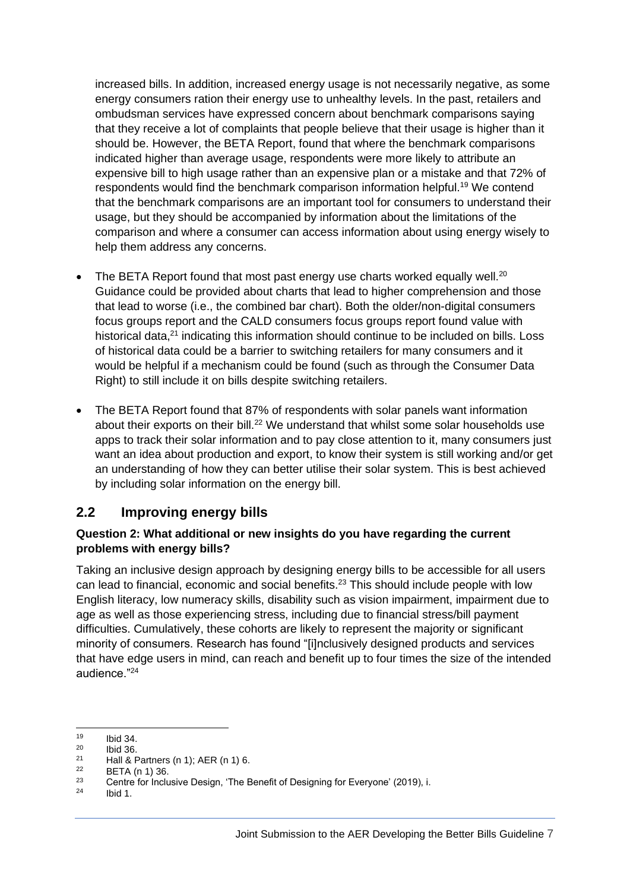increased bills. In addition, increased energy usage is not necessarily negative, as some energy consumers ration their energy use to unhealthy levels. In the past, retailers and ombudsman services have expressed concern about benchmark comparisons saying that they receive a lot of complaints that people believe that their usage is higher than it should be. However, the BETA Report, found that where the benchmark comparisons indicated higher than average usage, respondents were more likely to attribute an expensive bill to high usage rather than an expensive plan or a mistake and that 72% of respondents would find the benchmark comparison information helpful.[19] We contend that the benchmark comparisons are an important tool for consumers to understand their usage, but they should be accompanied by information about the limitations of the comparison and where a consumer can access information about using energy wisely to help them address any concerns.

- The BETA Report found that most past energy use charts worked equally well.[20] Guidance could be provided about charts that lead to higher comprehension and those that lead to worse (i.e., the combined bar chart). Both the older/non-digital consumers focus groups report and the CALD consumers focus groups report found value with historical data,[21] indicating this information should continue to be included on bills. Loss of historical data could be a barrier to switching retailers for many consumers and it would be helpful if a mechanism could be found (such as through the Consumer Data Right) to still include it on bills despite switching retailers.
- The BETA Report found that 87% of respondents with solar panels want information about their exports on their bill.[22] We understand that whilst some solar households use apps to track their solar information and to pay close attention to it, many consumers just want an idea about production and export, to know their system is still working and/or get an understanding of how they can better utilise their solar system. This is best achieved by including solar information on the energy bill.

## 2.2 Improving energy bills

**Question 2: What additional or new insights do you have regarding the current problems with energy bills?**

Taking an inclusive design approach by designing energy bills to be accessible for all users can lead to financial, economic and social benefits.[23] This should include people with low English literacy, low numeracy skills, disability such as vision impairment, impairment due to age as well as those experiencing stress, including due to financial stress/bill payment difficulties. Cumulatively, these cohorts are likely to represent the majority or significant minority of consumers. Research has found "[i]nclusively designed products and services that have edge users in mind, can reach and benefit up to four times the size of the intended audience."[24]

---

[19] Ibid 34.
[20] Ibid 36.
[21] Hall & Partners (n 1); AER (n 1) 6.
[22] BETA (n 1) 36.
[23] Centre for Inclusive Design, 'The Benefit of Designing for Everyone' (2019), i.
[24] Ibid 1.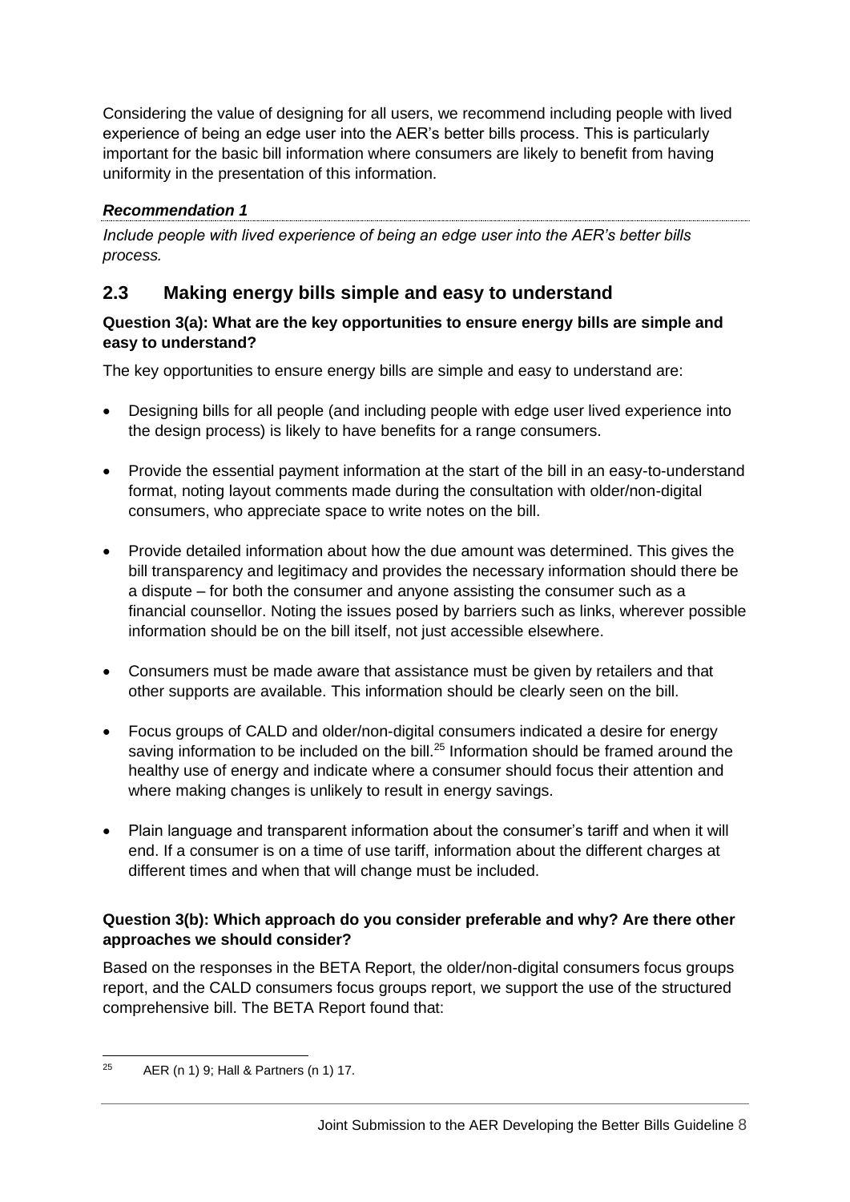Considering the value of designing for all users, we recommend including people with lived experience of being an edge user into the AER's better bills process. This is particularly important for the basic bill information where consumers are likely to benefit from having uniformity in the presentation of this information.

***Recommendation 1***

*Include people with lived experience of being an edge user into the AER's better bills process.*

## 2.3 Making energy bills simple and easy to understand

**Question 3(a): What are the key opportunities to ensure energy bills are simple and easy to understand?**

The key opportunities to ensure energy bills are simple and easy to understand are:

- Designing bills for all people (and including people with edge user lived experience into the design process) is likely to have benefits for a range consumers.
- Provide the essential payment information at the start of the bill in an easy-to-understand format, noting layout comments made during the consultation with older/non-digital consumers, who appreciate space to write notes on the bill.
- Provide detailed information about how the due amount was determined. This gives the bill transparency and legitimacy and provides the necessary information should there be a dispute – for both the consumer and anyone assisting the consumer such as a financial counsellor. Noting the issues posed by barriers such as links, wherever possible information should be on the bill itself, not just accessible elsewhere.
- Consumers must be made aware that assistance must be given by retailers and that other supports are available. This information should be clearly seen on the bill.
- Focus groups of CALD and older/non-digital consumers indicated a desire for energy saving information to be included on the bill.[25] Information should be framed around the healthy use of energy and indicate where a consumer should focus their attention and where making changes is unlikely to result in energy savings.
- Plain language and transparent information about the consumer's tariff and when it will end. If a consumer is on a time of use tariff, information about the different charges at different times and when that will change must be included.

**Question 3(b): Which approach do you consider preferable and why? Are there other approaches we should consider?**

Based on the responses in the BETA Report, the older/non-digital consumers focus groups report, and the CALD consumers focus groups report, we support the use of the structured comprehensive bill. The BETA Report found that:

[25] AER (n 1) 9; Hall & Partners (n 1) 17.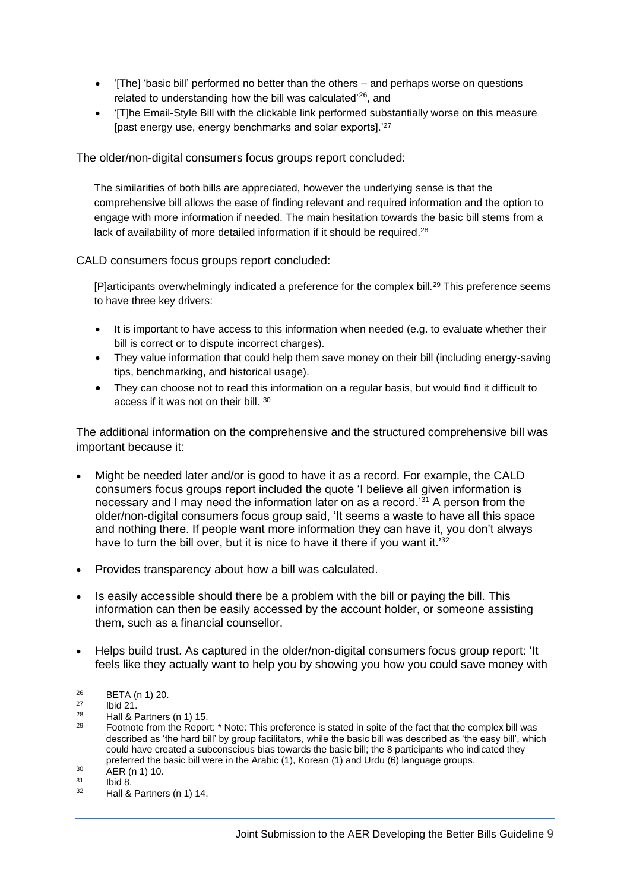- '[The] 'basic bill' performed no better than the others – and perhaps worse on questions related to understanding how the bill was calculated'[26], and
- '[T]he Email-Style Bill with the clickable link performed substantially worse on this measure [past energy use, energy benchmarks and solar exports].'[27]

The older/non-digital consumers focus groups report concluded:

> The similarities of both bills are appreciated, however the underlying sense is that the comprehensive bill allows the ease of finding relevant and required information and the option to engage with more information if needed. The main hesitation towards the basic bill stems from a lack of availability of more detailed information if it should be required.[28]

CALD consumers focus groups report concluded:

> [P]articipants overwhelmingly indicated a preference for the complex bill.[29] This preference seems to have three key drivers:
>
> - It is important to have access to this information when needed (e.g. to evaluate whether their bill is correct or to dispute incorrect charges).
> - They value information that could help them save money on their bill (including energy-saving tips, benchmarking, and historical usage).
> - They can choose not to read this information on a regular basis, but would find it difficult to access if it was not on their bill. [30]

The additional information on the comprehensive and the structured comprehensive bill was important because it:

- Might be needed later and/or is good to have it as a record. For example, the CALD consumers focus groups report included the quote 'I believe all given information is necessary and I may need the information later on as a record.'[31] A person from the older/non-digital consumers focus group said, 'It seems a waste to have all this space and nothing there. If people want more information they can have it, you don't always have to turn the bill over, but it is nice to have it there if you want it.'[32]
- Provides transparency about how a bill was calculated.
- Is easily accessible should there be a problem with the bill or paying the bill. This information can then be easily accessed by the account holder, or someone assisting them, such as a financial counsellor.
- Helps build trust. As captured in the older/non-digital consumers focus group report: 'It feels like they actually want to help you by showing you how you could save money with

---

[26] BETA (n 1) 20.

[27] Ibid 21.

[28] Hall & Partners (n 1) 15.

[29] Footnote from the Report: * Note: This preference is stated in spite of the fact that the complex bill was described as 'the hard bill' by group facilitators, while the basic bill was described as 'the easy bill', which could have created a subconscious bias towards the basic bill; the 8 participants who indicated they preferred the basic bill were in the Arabic (1), Korean (1) and Urdu (6) language groups.

[30] AER (n 1) 10.

[31] Ibid 8.

[32] Hall & Partners (n 1) 14.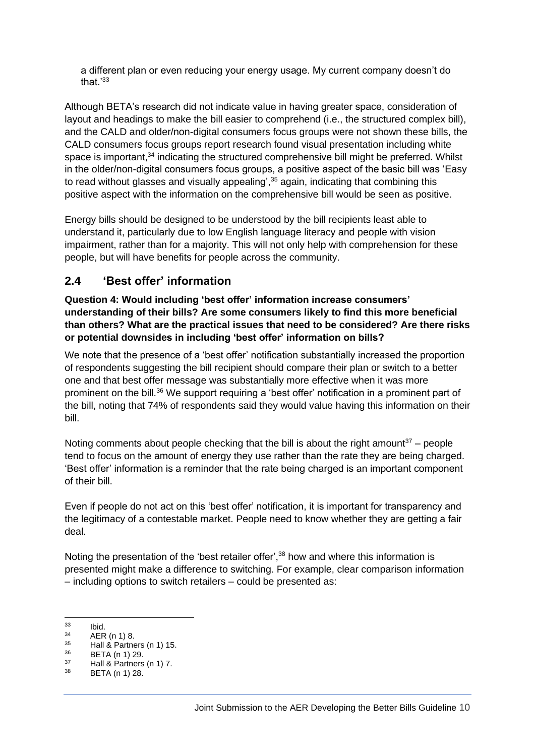a different plan or even reducing your energy usage. My current company doesn't do that.'[33]

Although BETA's research did not indicate value in having greater space, consideration of layout and headings to make the bill easier to comprehend (i.e., the structured complex bill), and the CALD and older/non-digital consumers focus groups were not shown these bills, the CALD consumers focus groups report research found visual presentation including white space is important,[34] indicating the structured comprehensive bill might be preferred. Whilst in the older/non-digital consumers focus groups, a positive aspect of the basic bill was 'Easy to read without glasses and visually appealing',[35] again, indicating that combining this positive aspect with the information on the comprehensive bill would be seen as positive.

Energy bills should be designed to be understood by the bill recipients least able to understand it, particularly due to low English language literacy and people with vision impairment, rather than for a majority. This will not only help with comprehension for these people, but will have benefits for people across the community.

## 2.4 'Best offer' information

**Question 4: Would including 'best offer' information increase consumers' understanding of their bills? Are some consumers likely to find this more beneficial than others? What are the practical issues that need to be considered? Are there risks or potential downsides in including 'best offer' information on bills?**

We note that the presence of a 'best offer' notification substantially increased the proportion of respondents suggesting the bill recipient should compare their plan or switch to a better one and that best offer message was substantially more effective when it was more prominent on the bill.[36] We support requiring a 'best offer' notification in a prominent part of the bill, noting that 74% of respondents said they would value having this information on their bill.

Noting comments about people checking that the bill is about the right amount[37] – people tend to focus on the amount of energy they use rather than the rate they are being charged. 'Best offer' information is a reminder that the rate being charged is an important component of their bill.

Even if people do not act on this 'best offer' notification, it is important for transparency and the legitimacy of a contestable market. People need to know whether they are getting a fair deal.

Noting the presentation of the 'best retailer offer',[38] how and where this information is presented might make a difference to switching. For example, clear comparison information – including options to switch retailers – could be presented as:

---

[33] Ibid.

[34] AER (n 1) 8.

[35] Hall & Partners (n 1) 15.

[36] BETA (n 1) 29.

[37] Hall & Partners (n 1) 7.

[38] BETA (n 1) 28.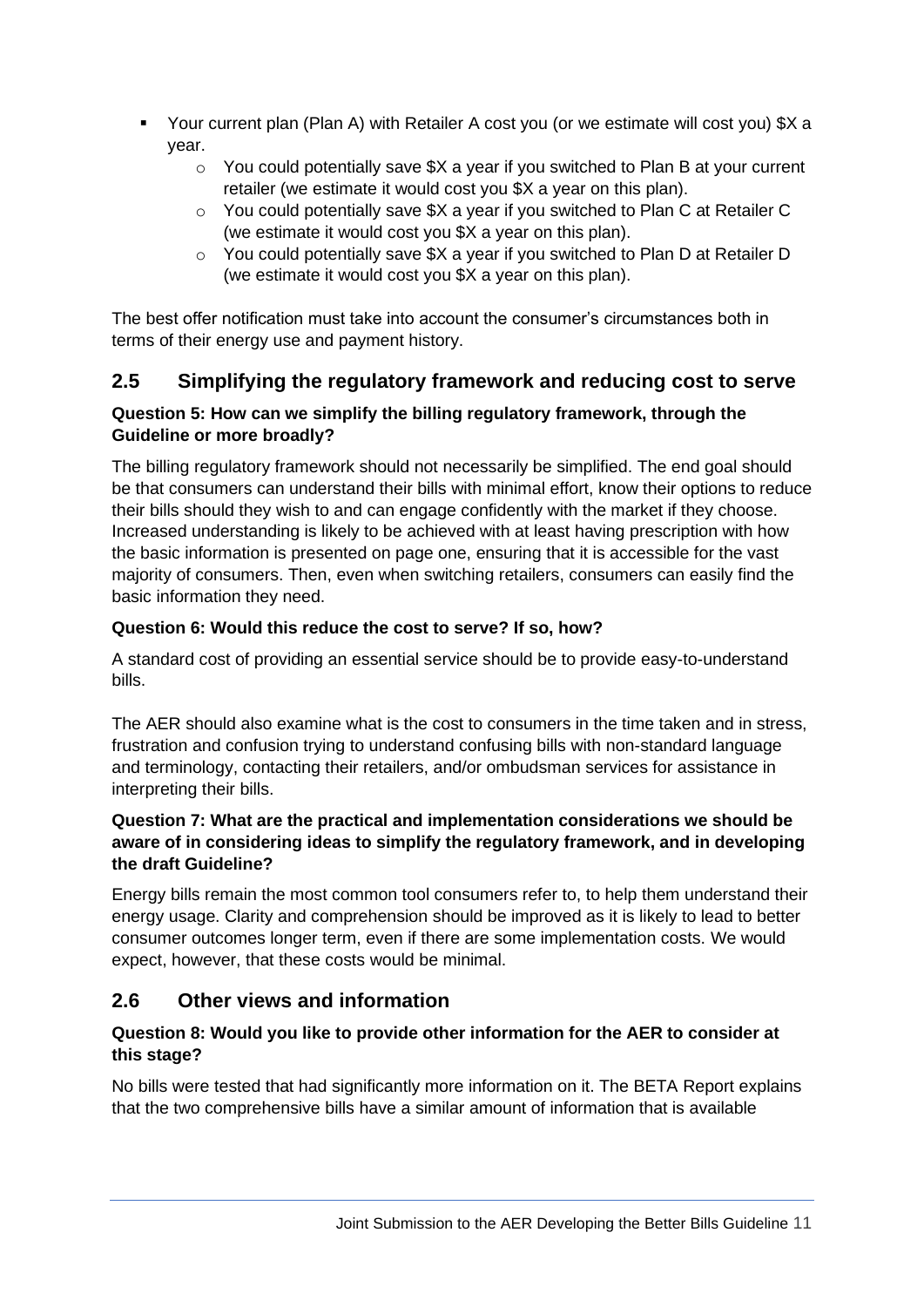- Your current plan (Plan A) with Retailer A cost you (or we estimate will cost you) $X a year.
    - You could potentially save $X a year if you switched to Plan B at your current retailer (we estimate it would cost you $X a year on this plan).
    - You could potentially save $X a year if you switched to Plan C at Retailer C (we estimate it would cost you $X a year on this plan).
    - You could potentially save $X a year if you switched to Plan D at Retailer D (we estimate it would cost you $X a year on this plan).

The best offer notification must take into account the consumer's circumstances both in terms of their energy use and payment history.

## 2.5 Simplifying the regulatory framework and reducing cost to serve

**Question 5: How can we simplify the billing regulatory framework, through the Guideline or more broadly?**

The billing regulatory framework should not necessarily be simplified. The end goal should be that consumers can understand their bills with minimal effort, know their options to reduce their bills should they wish to and can engage confidently with the market if they choose. Increased understanding is likely to be achieved with at least having prescription with how the basic information is presented on page one, ensuring that it is accessible for the vast majority of consumers. Then, even when switching retailers, consumers can easily find the basic information they need.

**Question 6: Would this reduce the cost to serve? If so, how?**

A standard cost of providing an essential service should be to provide easy-to-understand bills.

The AER should also examine what is the cost to consumers in the time taken and in stress, frustration and confusion trying to understand confusing bills with non-standard language and terminology, contacting their retailers, and/or ombudsman services for assistance in interpreting their bills.

**Question 7: What are the practical and implementation considerations we should be aware of in considering ideas to simplify the regulatory framework, and in developing the draft Guideline?**

Energy bills remain the most common tool consumers refer to, to help them understand their energy usage. Clarity and comprehension should be improved as it is likely to lead to better consumer outcomes longer term, even if there are some implementation costs. We would expect, however, that these costs would be minimal.

## 2.6 Other views and information

**Question 8: Would you like to provide other information for the AER to consider at this stage?**

No bills were tested that had significantly more information on it. The BETA Report explains that the two comprehensive bills have a similar amount of information that is available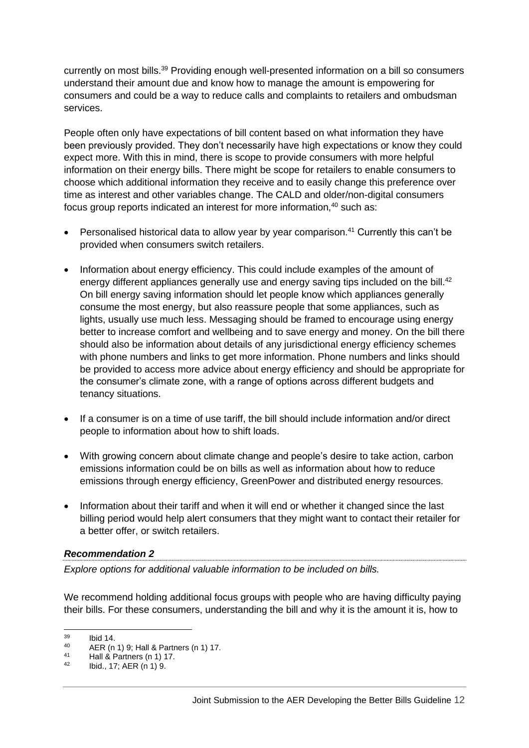currently on most bills.[39] Providing enough well-presented information on a bill so consumers understand their amount due and know how to manage the amount is empowering for consumers and could be a way to reduce calls and complaints to retailers and ombudsman services.

People often only have expectations of bill content based on what information they have been previously provided. They don't necessarily have high expectations or know they could expect more. With this in mind, there is scope to provide consumers with more helpful information on their energy bills. There might be scope for retailers to enable consumers to choose which additional information they receive and to easily change this preference over time as interest and other variables change. The CALD and older/non-digital consumers focus group reports indicated an interest for more information,[40] such as:

- Personalised historical data to allow year by year comparison.[41] Currently this can't be provided when consumers switch retailers.
- Information about energy efficiency. This could include examples of the amount of energy different appliances generally use and energy saving tips included on the bill.[42] On bill energy saving information should let people know which appliances generally consume the most energy, but also reassure people that some appliances, such as lights, usually use much less. Messaging should be framed to encourage using energy better to increase comfort and wellbeing and to save energy and money. On the bill there should also be information about details of any jurisdictional energy efficiency schemes with phone numbers and links to get more information. Phone numbers and links should be provided to access more advice about energy efficiency and should be appropriate for the consumer's climate zone, with a range of options across different budgets and tenancy situations.
- If a consumer is on a time of use tariff, the bill should include information and/or direct people to information about how to shift loads.
- With growing concern about climate change and people's desire to take action, carbon emissions information could be on bills as well as information about how to reduce emissions through energy efficiency, GreenPower and distributed energy resources.
- Information about their tariff and when it will end or whether it changed since the last billing period would help alert consumers that they might want to contact their retailer for a better offer, or switch retailers.

***Recommendation 2***

*Explore options for additional valuable information to be included on bills.*

We recommend holding additional focus groups with people who are having difficulty paying their bills. For these consumers, understanding the bill and why it is the amount it is, how to

[39] Ibid 14.
[40] AER (n 1) 9; Hall & Partners (n 1) 17.
[41] Hall & Partners (n 1) 17.
[42] Ibid., 17; AER (n 1) 9.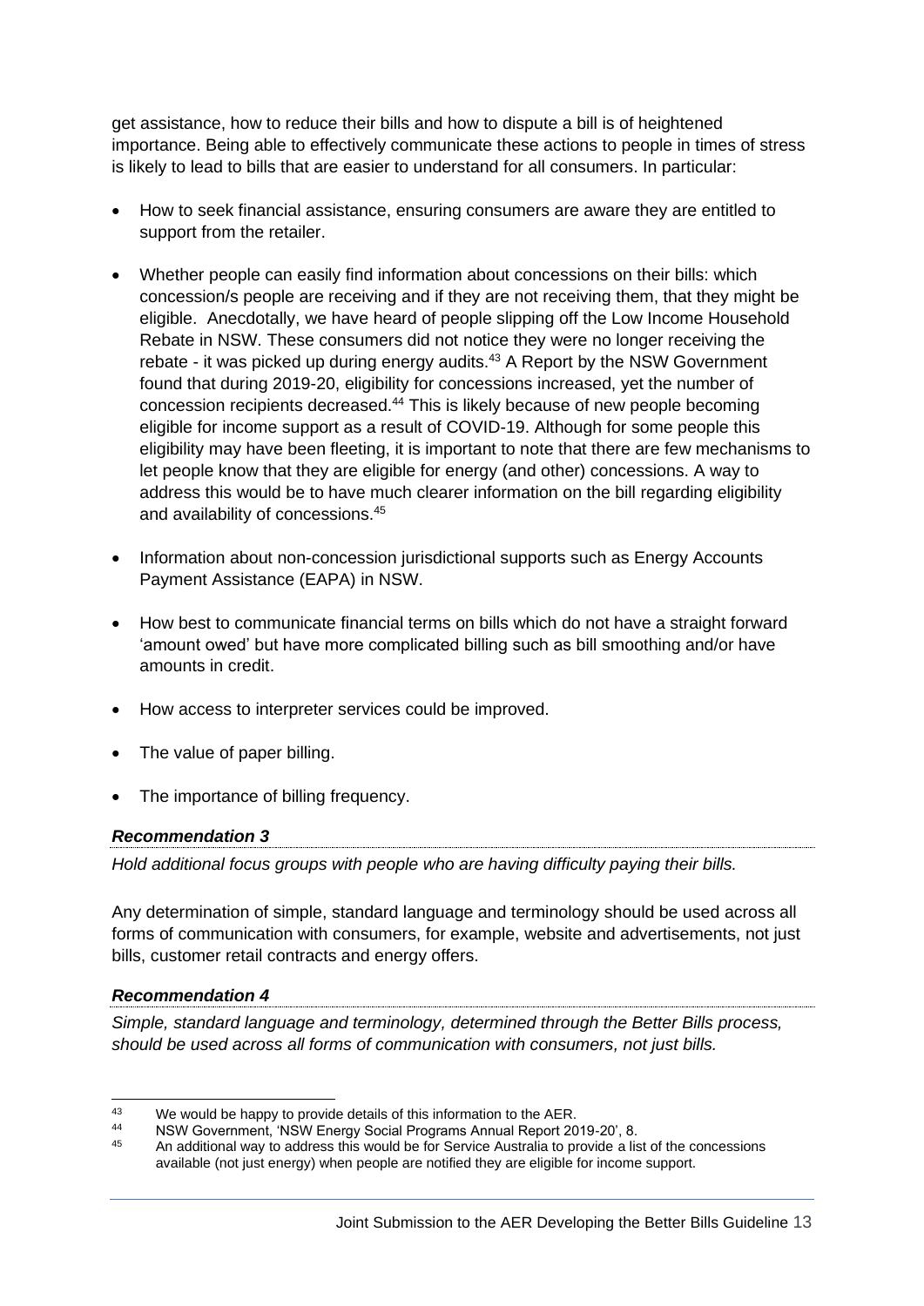get assistance, how to reduce their bills and how to dispute a bill is of heightened importance. Being able to effectively communicate these actions to people in times of stress is likely to lead to bills that are easier to understand for all consumers. In particular:

- How to seek financial assistance, ensuring consumers are aware they are entitled to support from the retailer.
- Whether people can easily find information about concessions on their bills: which concession/s people are receiving and if they are not receiving them, that they might be eligible. Anecdotally, we have heard of people slipping off the Low Income Household Rebate in NSW. These consumers did not notice they were no longer receiving the rebate - it was picked up during energy audits.[43] A Report by the NSW Government found that during 2019-20, eligibility for concessions increased, yet the number of concession recipients decreased.[44] This is likely because of new people becoming eligible for income support as a result of COVID-19. Although for some people this eligibility may have been fleeting, it is important to note that there are few mechanisms to let people know that they are eligible for energy (and other) concessions. A way to address this would be to have much clearer information on the bill regarding eligibility and availability of concessions.[45]
- Information about non-concession jurisdictional supports such as Energy Accounts Payment Assistance (EAPA) in NSW.
- How best to communicate financial terms on bills which do not have a straight forward 'amount owed' but have more complicated billing such as bill smoothing and/or have amounts in credit.
- How access to interpreter services could be improved.
- The value of paper billing.
- The importance of billing frequency.

***Recommendation 3***

*Hold additional focus groups with people who are having difficulty paying their bills.*

Any determination of simple, standard language and terminology should be used across all forms of communication with consumers, for example, website and advertisements, not just bills, customer retail contracts and energy offers.

***Recommendation 4***

*Simple, standard language and terminology, determined through the Better Bills process, should be used across all forms of communication with consumers, not just bills.*

---

[43] We would be happy to provide details of this information to the AER.

[44] NSW Government, 'NSW Energy Social Programs Annual Report 2019-20', 8.

[45] An additional way to address this would be for Service Australia to provide a list of the concessions available (not just energy) when people are notified they are eligible for income support.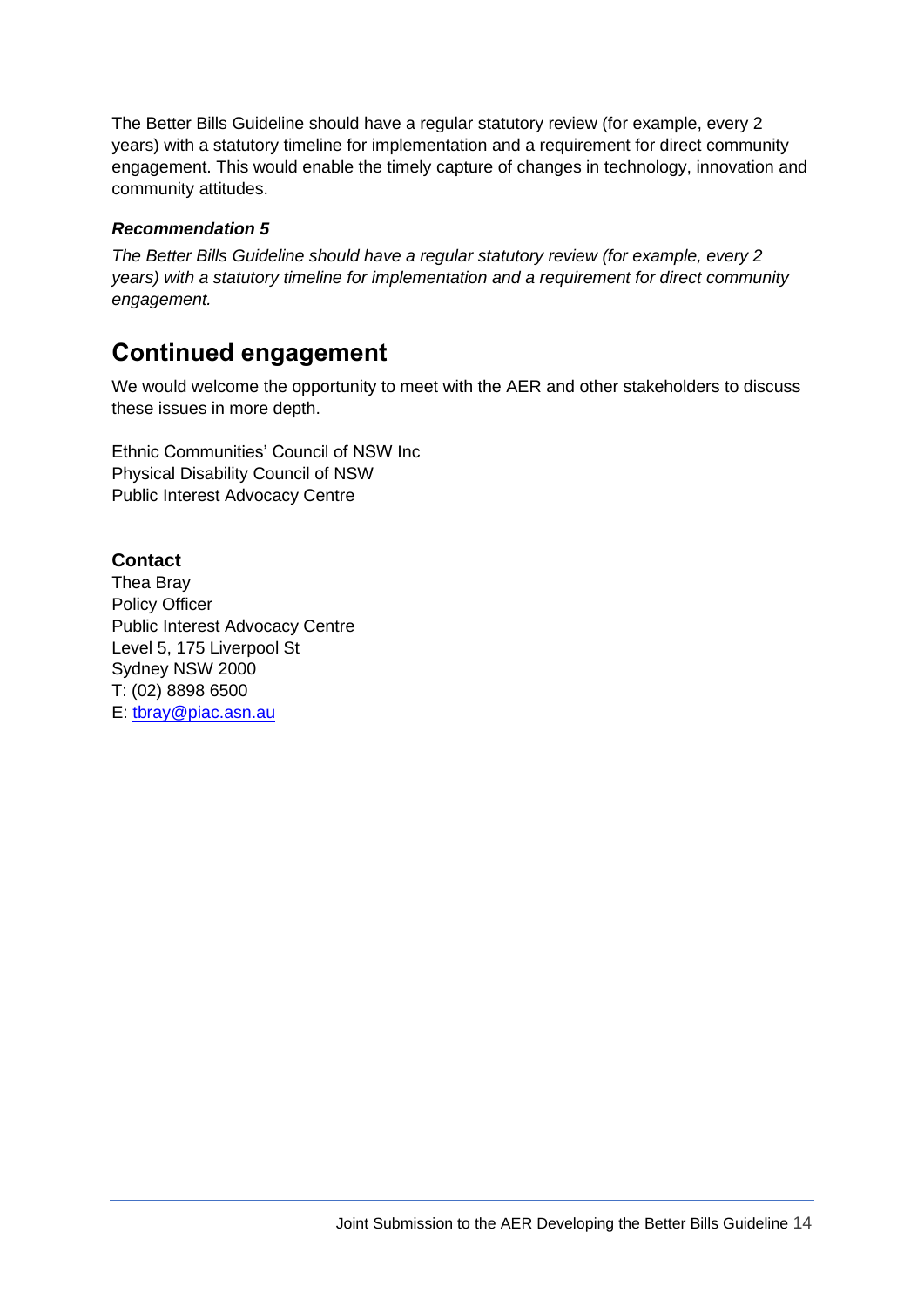The Better Bills Guideline should have a regular statutory review (for example, every 2 years) with a statutory timeline for implementation and a requirement for direct community engagement. This would enable the timely capture of changes in technology, innovation and community attitudes.

***Recommendation 5***

*The Better Bills Guideline should have a regular statutory review (for example, every 2 years) with a statutory timeline for implementation and a requirement for direct community engagement.*

## Continued engagement

We would welcome the opportunity to meet with the AER and other stakeholders to discuss these issues in more depth.

Ethnic Communities' Council of NSW Inc
Physical Disability Council of NSW
Public Interest Advocacy Centre

**Contact**
Thea Bray
Policy Officer
Public Interest Advocacy Centre
Level 5, 175 Liverpool St
Sydney NSW 2000
T: (02) 8898 6500
E: tbray@piac.asn.au